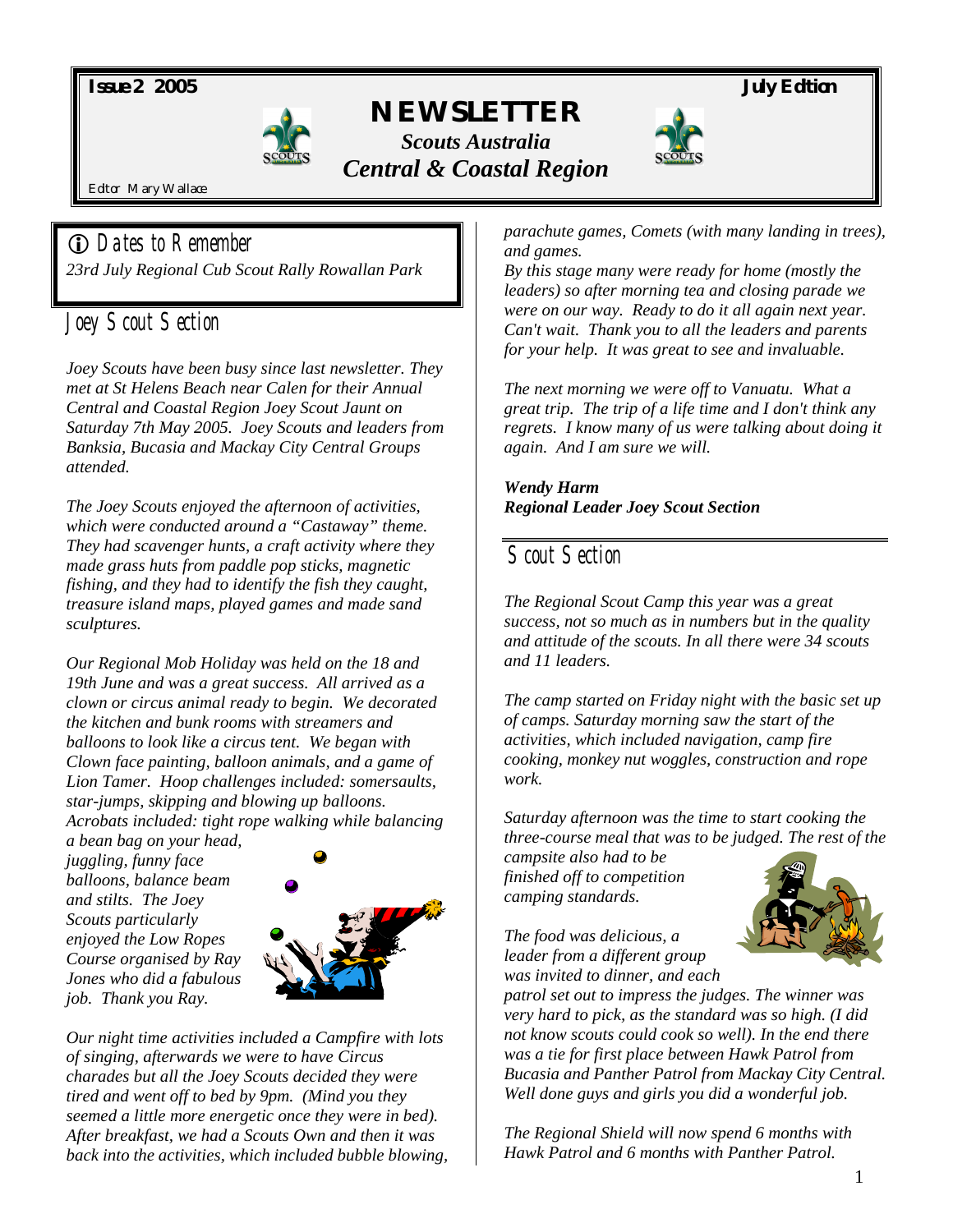**Issue 2 2005** **July Edition**

# NEWSLETTER

***Scouts Australia***

***Central & Coastal Region***

Editor Mary Wallace

## Dates to Remember

*23rd July Regional Cub Scout Rally Rowallan Park*

## Joey Scout Section

*Joey Scouts have been busy since last newsletter. They met at St Helens Beach near Calen for their Annual Central and Coastal Region Joey Scout Jaunt on Saturday 7th May 2005. Joey Scouts and leaders from Banksia, Bucasia and Mackay City Central Groups attended.*

*The Joey Scouts enjoyed the afternoon of activities, which were conducted around a "Castaway" theme. They had scavenger hunts, a craft activity where they made grass huts from paddle pop sticks, magnetic fishing, and they had to identify the fish they caught, treasure island maps, played games and made sand sculptures.*

*Our Regional Mob Holiday was held on the 18 and 19th June and was a great success. All arrived as a clown or circus animal ready to begin. We decorated the kitchen and bunk rooms with streamers and balloons to look like a circus tent. We began with Clown face painting, balloon animals, and a game of Lion Tamer. Hoop challenges included: somersaults, star-jumps, skipping and blowing up balloons. Acrobats included: tight rope walking while balancing a bean bag on your head, juggling, funny face balloons, balance beam and stilts. The Joey Scouts particularly enjoyed the Low Ropes Course organised by Ray Jones who did a fabulous job. Thank you Ray.*

*Our night time activities included a Campfire with lots of singing, afterwards we were to have Circus charades but all the Joey Scouts decided they were tired and went off to bed by 9pm. (Mind you they seemed a little more energetic once they were in bed). After breakfast, we had a Scouts Own and then it was back into the activities, which included bubble blowing, parachute games, Comets (with many landing in trees), and games.*

*By this stage many were ready for home (mostly the leaders) so after morning tea and closing parade we were on our way. Ready to do it all again next year. Can't wait. Thank you to all the leaders and parents for your help. It was great to see and invaluable.*

*The next morning we were off to Vanuatu. What a great trip. The trip of a life time and I don't think any regrets. I know many of us were talking about doing it again. And I am sure we will.*

***Wendy Harm***
***Regional Leader Joey Scout Section***

## Scout Section

*The Regional Scout Camp this year was a great success, not so much as in numbers but in the quality and attitude of the scouts. In all there were 34 scouts and 11 leaders.*

*The camp started on Friday night with the basic set up of camps. Saturday morning saw the start of the activities, which included navigation, camp fire cooking, monkey nut woggles, construction and rope work.*

*Saturday afternoon was the time to start cooking the three-course meal that was to be judged. The rest of the campsite also had to be finished off to competition camping standards.*

*The food was delicious, a leader from a different group was invited to dinner, and each patrol set out to impress the judges. The winner was very hard to pick, as the standard was so high. (I did not know scouts could cook so well). In the end there was a tie for first place between Hawk Patrol from Bucasia and Panther Patrol from Mackay City Central. Well done guys and girls you did a wonderful job.*

*The Regional Shield will now spend 6 months with Hawk Patrol and 6 months with Panther Patrol.*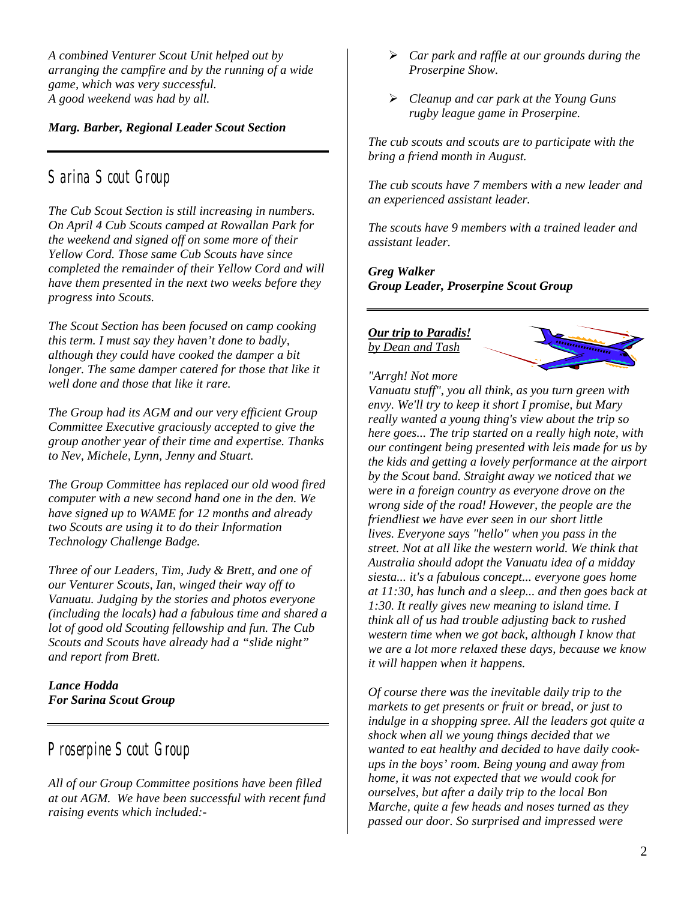*A combined Venturer Scout Unit helped out by arranging the campfire and by the running of a wide game, which was very successful.*
*A good weekend was had by all.*

***Marg. Barber, Regional Leader Scout Section***

---

## Sarina Scout Group

*The Cub Scout Section is still increasing in numbers. On April 4 Cub Scouts camped at Rowallan Park for the weekend and signed off on some more of their Yellow Cord. Those same Cub Scouts have since completed the remainder of their Yellow Cord and will have them presented in the next two weeks before they progress into Scouts.*

*The Scout Section has been focused on camp cooking this term. I must say they haven't done to badly, although they could have cooked the damper a bit longer. The same damper catered for those that like it well done and those that like it rare.*

*The Group had its AGM and our very efficient Group Committee Executive graciously accepted to give the group another year of their time and expertise. Thanks to Nev, Michele, Lynn, Jenny and Stuart.*

*The Group Committee has replaced our old wood fired computer with a new second hand one in the den. We have signed up to WAME for 12 months and already two Scouts are using it to do their Information Technology Challenge Badge.*

*Three of our Leaders, Tim, Judy & Brett, and one of our Venturer Scouts, Ian, winged their way off to Vanuatu. Judging by the stories and photos everyone (including the locals) had a fabulous time and shared a lot of good old Scouting fellowship and fun. The Cub Scouts and Scouts have already had a "slide night" and report from Brett.*

***Lance Hodda***
***For Sarina Scout Group***

---

## Proserpine Scout Group

*All of our Group Committee positions have been filled at out AGM. We have been successful with recent fund raising events which included:-*

- *Car park and raffle at our grounds during the Proserpine Show.*
- *Cleanup and car park at the Young Guns rugby league game in Proserpine.*

*The cub scouts and scouts are to participate with the bring a friend month in August.*

*The cub scouts have 7 members with a new leader and an experienced assistant leader.*

*The scouts have 9 members with a trained leader and assistant leader.*

***Greg Walker***
***Group Leader, Proserpine Scout Group***

---

***Our trip to Paradis!***
*by Dean and Tash*

*"Arrgh! Not more Vanuatu stuff", you all think, as you turn green with envy. We'll try to keep it short I promise, but Mary really wanted a young thing's view about the trip so here goes... The trip started on a really high note, with our contingent being presented with leis made for us by the kids and getting a lovely performance at the airport by the Scout band. Straight away we noticed that we were in a foreign country as everyone drove on the wrong side of the road! However, the people are the friendliest we have ever seen in our short little lives. Everyone says "hello" when you pass in the street. Not at all like the western world. We think that Australia should adopt the Vanuatu idea of a midday siesta... it's a fabulous concept... everyone goes home at 11:30, has lunch and a sleep... and then goes back at 1:30. It really gives new meaning to island time. I think all of us had trouble adjusting back to rushed western time when we got back, although I know that we are a lot more relaxed these days, because we know it will happen when it happens.*

*Of course there was the inevitable daily trip to the markets to get presents or fruit or bread, or just to indulge in a shopping spree. All the leaders got quite a shock when all we young things decided that we wanted to eat healthy and decided to have daily cook-ups in the boys' room. Being young and away from home, it was not expected that we would cook for ourselves, but after a daily trip to the local Bon Marche, quite a few heads and noses turned as they passed our door. So surprised and impressed were*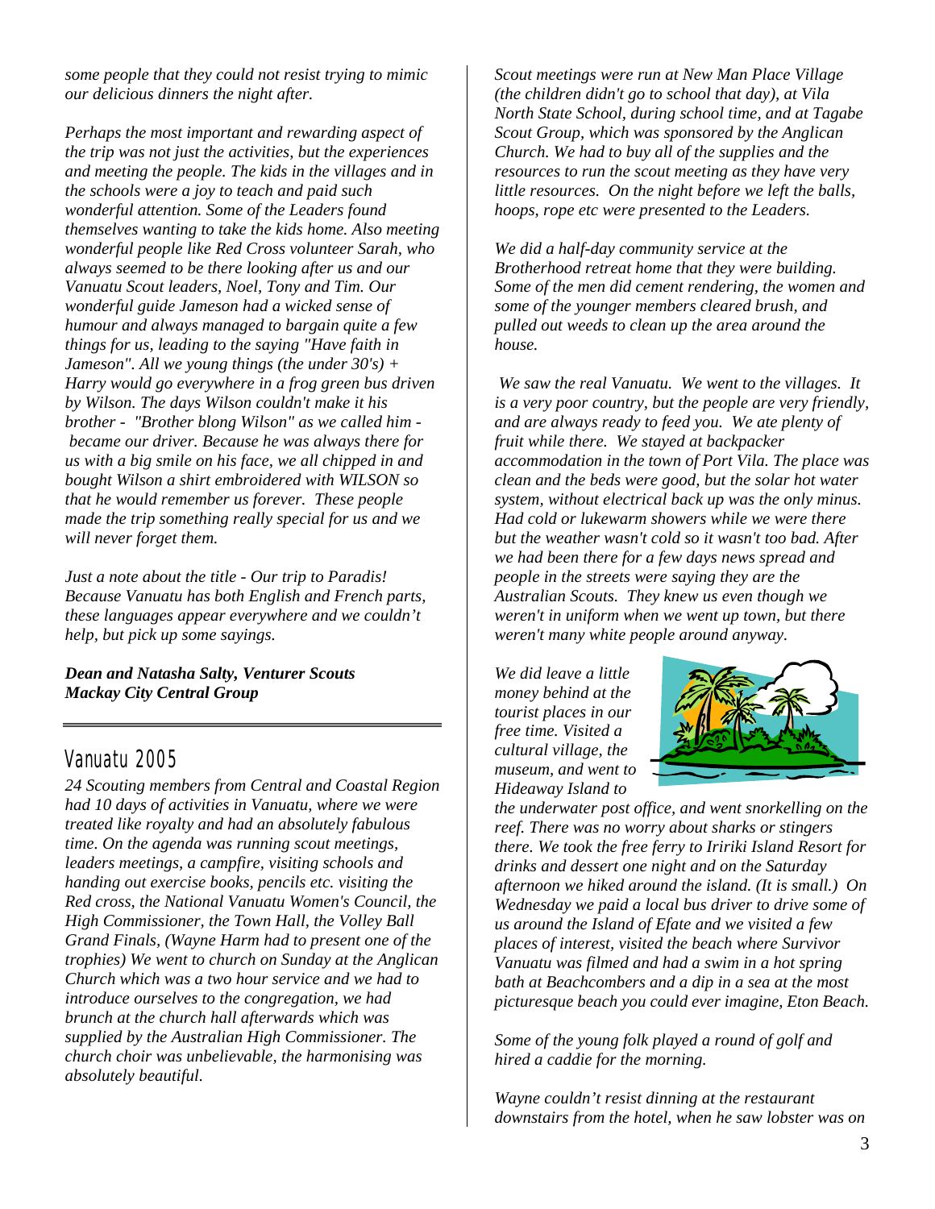*some people that they could not resist trying to mimic our delicious dinners the night after.*

*Perhaps the most important and rewarding aspect of the trip was not just the activities, but the experiences and meeting the people. The kids in the villages and in the schools were a joy to teach and paid such wonderful attention. Some of the Leaders found themselves wanting to take the kids home. Also meeting wonderful people like Red Cross volunteer Sarah, who always seemed to be there looking after us and our Vanuatu Scout leaders, Noel, Tony and Tim. Our wonderful guide Jameson had a wicked sense of humour and always managed to bargain quite a few things for us, leading to the saying "Have faith in Jameson". All we young things (the under 30's) + Harry would go everywhere in a frog green bus driven by Wilson. The days Wilson couldn't make it his brother - "Brother blong Wilson" as we called him - became our driver. Because he was always there for us with a big smile on his face, we all chipped in and bought Wilson a shirt embroidered with WILSON so that he would remember us forever. These people made the trip something really special for us and we will never forget them.*

*Just a note about the title - Our trip to Paradis! Because Vanuatu has both English and French parts, these languages appear everywhere and we couldn't help, but pick up some sayings.*

***Dean and Natasha Salty, Venturer Scouts***
***Mackay City Central Group***

---

## Vanuatu 2005

*24 Scouting members from Central and Coastal Region had 10 days of activities in Vanuatu, where we were treated like royalty and had an absolutely fabulous time. On the agenda was running scout meetings, leaders meetings, a campfire, visiting schools and handing out exercise books, pencils etc. visiting the Red cross, the National Vanuatu Women's Council, the High Commissioner, the Town Hall, the Volley Ball Grand Finals, (Wayne Harm had to present one of the trophies) We went to church on Sunday at the Anglican Church which was a two hour service and we had to introduce ourselves to the congregation, we had brunch at the church hall afterwards which was supplied by the Australian High Commissioner. The church choir was unbelievable, the harmonising was absolutely beautiful.*

*Scout meetings were run at New Man Place Village (the children didn't go to school that day), at Vila North State School, during school time, and at Tagabe Scout Group, which was sponsored by the Anglican Church. We had to buy all of the supplies and the resources to run the scout meeting as they have very little resources. On the night before we left the balls, hoops, rope etc were presented to the Leaders.*

*We did a half-day community service at the Brotherhood retreat home that they were building. Some of the men did cement rendering, the women and some of the younger members cleared brush, and pulled out weeds to clean up the area around the house.*

*We saw the real Vanuatu. We went to the villages. It is a very poor country, but the people are very friendly, and are always ready to feed you. We ate plenty of fruit while there. We stayed at backpacker accommodation in the town of Port Vila. The place was clean and the beds were good, but the solar hot water system, without electrical back up was the only minus. Had cold or lukewarm showers while we were there but the weather wasn't cold so it wasn't too bad. After we had been there for a few days news spread and people in the streets were saying they are the Australian Scouts. They knew us even though we weren't in uniform when we went up town, but there weren't many white people around anyway.*

*We did leave a little money behind at the tourist places in our free time. Visited a cultural village, the museum, and went to Hideaway Island to the underwater post office, and went snorkelling on the reef. There was no worry about sharks or stingers there. We took the free ferry to Iririki Island Resort for drinks and dessert one night and on the Saturday afternoon we hiked around the island. (It is small.) On Wednesday we paid a local bus driver to drive some of us around the Island of Efate and we visited a few places of interest, visited the beach where Survivor Vanuatu was filmed and had a swim in a hot spring bath at Beachcombers and a dip in a sea at the most picturesque beach you could ever imagine, Eton Beach.*

*Some of the young folk played a round of golf and hired a caddie for the morning.*

*Wayne couldn't resist dinning at the restaurant downstairs from the hotel, when he saw lobster was on*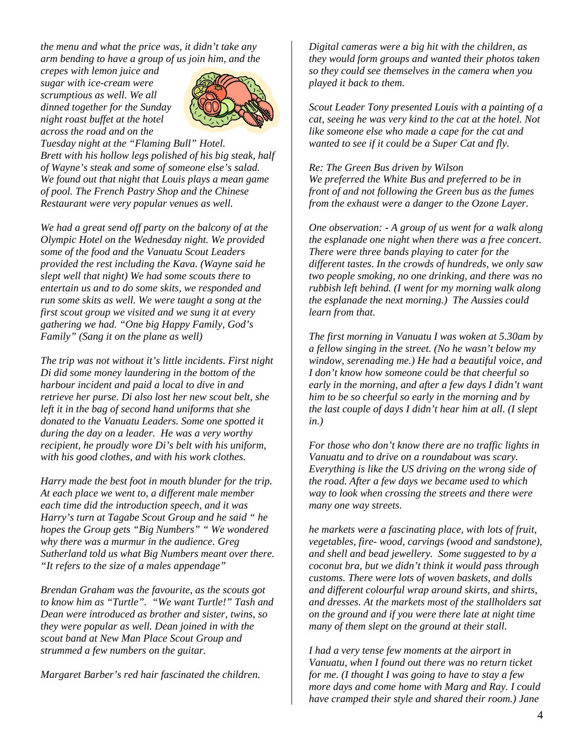*the menu and what the price was, it didn't take any arm bending to have a group of us join him, and the crepes with lemon juice and sugar with ice-cream were scrumptious as well. We all dinned together for the Sunday night roast buffet at the hotel across the road and on the Tuesday night at the "Flaming Bull" Hotel. Brett with his hollow legs polished of his big steak, half of Wayne's steak and some of someone else's salad. We found out that night that Louis plays a mean game of pool. The French Pastry Shop and the Chinese Restaurant were very popular venues as well.*

*We had a great send off party on the balcony of at the Olympic Hotel on the Wednesday night. We provided some of the food and the Vanuatu Scout Leaders provided the rest including the Kava. (Wayne said he slept well that night) We had some scouts there to entertain us and to do some skits, we responded and run some skits as well. We were taught a song at the first scout group we visited and we sung it at every gathering we had. "One big Happy Family, God's Family" (Sang it on the plane as well)*

*The trip was not without it's little incidents. First night Di did some money laundering in the bottom of the harbour incident and paid a local to dive in and retrieve her purse. Di also lost her new scout belt, she left it in the bag of second hand uniforms that she donated to the Vanuatu Leaders. Some one spotted it during the day on a leader. He was a very worthy recipient, he proudly wore Di's belt with his uniform, with his good clothes, and with his work clothes.*

*Harry made the best foot in mouth blunder for the trip. At each place we went to, a different male member each time did the introduction speech, and it was Harry's turn at Tagabe Scout Group and he said " he hopes the Group gets "Big Numbers" " We wondered why there was a murmur in the audience. Greg Sutherland told us what Big Numbers meant over there. "It refers to the size of a males appendage"*

*Brendan Graham was the favourite, as the scouts got to know him as "Turtle". "We want Turtle!" Tash and Dean were introduced as brother and sister, twins, so they were popular as well. Dean joined in with the scout band at New Man Place Scout Group and strummed a few numbers on the guitar.*

*Margaret Barber's red hair fascinated the children. Digital cameras were a big hit with the children, as they would form groups and wanted their photos taken so they could see themselves in the camera when you played it back to them.*

*Scout Leader Tony presented Louis with a painting of a cat, seeing he was very kind to the cat at the hotel. Not like someone else who made a cape for the cat and wanted to see if it could be a Super Cat and fly.*

*Re: The Green Bus driven by Wilson*
*We preferred the White Bus and preferred to be in front of and not following the Green bus as the fumes from the exhaust were a danger to the Ozone Layer.*

*One observation: - A group of us went for a walk along the esplanade one night when there was a free concert. There were three bands playing to cater for the different tastes. In the crowds of hundreds, we only saw two people smoking, no one drinking, and there was no rubbish left behind. (I went for my morning walk along the esplanade the next morning.) The Aussies could learn from that.*

*The first morning in Vanuatu I was woken at 5.30am by a fellow singing in the street. (No he wasn't below my window, serenading me.) He had a beautiful voice, and I don't know how someone could be that cheerful so early in the morning, and after a few days I didn't want him to be so cheerful so early in the morning and by the last couple of days I didn't hear him at all. (I slept in.)*

*For those who don't know there are no traffic lights in Vanuatu and to drive on a roundabout was scary. Everything is like the US driving on the wrong side of the road. After a few days we became used to which way to look when crossing the streets and there were many one way streets.*

*he markets were a fascinating place, with lots of fruit, vegetables, fire- wood, carvings (wood and sandstone), and shell and bead jewellery. Some suggested to by a coconut bra, but we didn't think it would pass through customs. There were lots of woven baskets, and dolls and different colourful wrap around skirts, and shirts, and dresses. At the markets most of the stallholders sat on the ground and if you were there late at night time many of them slept on the ground at their stall.*

*I had a very tense few moments at the airport in Vanuatu, when I found out there was no return ticket for me. (I thought I was going to have to stay a few more days and come home with Marg and Ray. I could have cramped their style and shared their room.) Jane*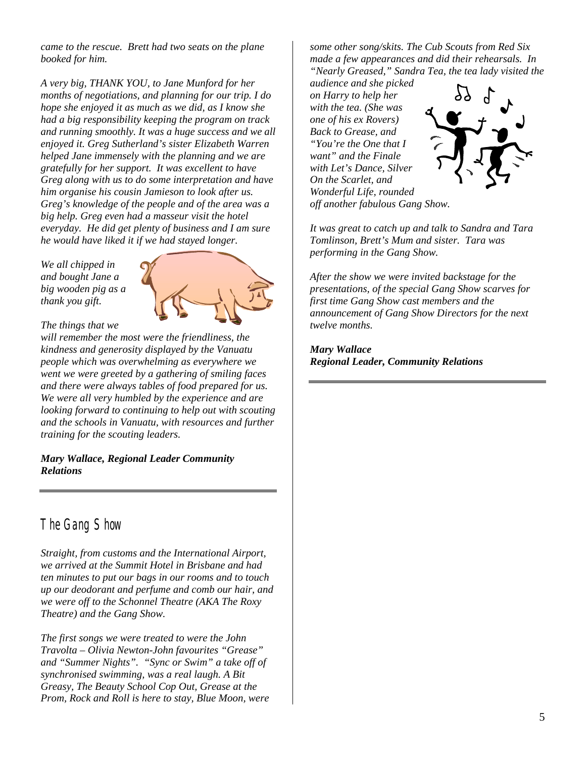*came to the rescue. Brett had two seats on the plane booked for him.*

*A very big, THANK YOU, to Jane Munford for her months of negotiations, and planning for our trip. I do hope she enjoyed it as much as we did, as I know she had a big responsibility keeping the program on track and running smoothly. It was a huge success and we all enjoyed it. Greg Sutherland's sister Elizabeth Warren helped Jane immensely with the planning and we are gratefully for her support. It was excellent to have Greg along with us to do some interpretation and have him organise his cousin Jamieson to look after us. Greg's knowledge of the people and of the area was a big help. Greg even had a masseur visit the hotel everyday. He did get plenty of business and I am sure he would have liked it if we had stayed longer.*

*We all chipped in and bought Jane a big wooden pig as a thank you gift.*

*The things that we will remember the most were the friendliness, the kindness and generosity displayed by the Vanuatu people which was overwhelming as everywhere we went we were greeted by a gathering of smiling faces and there were always tables of food prepared for us. We were all very humbled by the experience and are looking forward to continuing to help out with scouting and the schools in Vanuatu, with resources and further training for the scouting leaders.*

***Mary Wallace, Regional Leader Community Relations***

## The Gang Show

*Straight, from customs and the International Airport, we arrived at the Summit Hotel in Brisbane and had ten minutes to put our bags in our rooms and to touch up our deodorant and perfume and comb our hair, and we were off to the Schonnel Theatre (AKA The Roxy Theatre) and the Gang Show.*

*The first songs we were treated to were the John Travolta – Olivia Newton-John favourites "Grease" and "Summer Nights". "Sync or Swim" a take off of synchronised swimming, was a real laugh. A Bit Greasy, The Beauty School Cop Out, Grease at the Prom, Rock and Roll is here to stay, Blue Moon, were some other song/skits. The Cub Scouts from Red Six made a few appearances and did their rehearsals. In "Nearly Greased," Sandra Tea, the tea lady visited the audience and she picked on Harry to help her with the tea. (She was one of his ex Rovers) Back to Grease, and "You're the One that I want" and the Finale with Let's Dance, Silver On the Scarlet, and Wonderful Life, rounded off another fabulous Gang Show.*

*It was great to catch up and talk to Sandra and Tara Tomlinson, Brett's Mum and sister. Tara was performing in the Gang Show.*

*After the show we were invited backstage for the presentations, of the special Gang Show scarves for first time Gang Show cast members and the announcement of Gang Show Directors for the next twelve months.*

***Mary Wallace***
***Regional Leader, Community Relations***